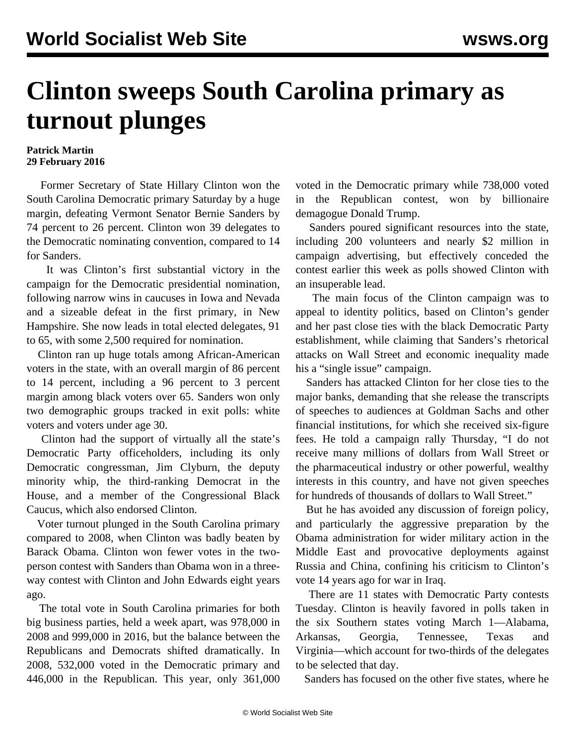# Clinton sweeps South Carolina primary as turnout plunges

**Patrick Martin**
**29 February 2016**

Former Secretary of State Hillary Clinton won the South Carolina Democratic primary Saturday by a huge margin, defeating Vermont Senator Bernie Sanders by 74 percent to 26 percent. Clinton won 39 delegates to the Democratic nominating convention, compared to 14 for Sanders.

It was Clinton's first substantial victory in the campaign for the Democratic presidential nomination, following narrow wins in caucuses in Iowa and Nevada and a sizeable defeat in the first primary, in New Hampshire. She now leads in total elected delegates, 91 to 65, with some 2,500 required for nomination.

Clinton ran up huge totals among African-American voters in the state, with an overall margin of 86 percent to 14 percent, including a 96 percent to 3 percent margin among black voters over 65. Sanders won only two demographic groups tracked in exit polls: white voters and voters under age 30.

Clinton had the support of virtually all the state's Democratic Party officeholders, including its only Democratic congressman, Jim Clyburn, the deputy minority whip, the third-ranking Democrat in the House, and a member of the Congressional Black Caucus, which also endorsed Clinton.

Voter turnout plunged in the South Carolina primary compared to 2008, when Clinton was badly beaten by Barack Obama. Clinton won fewer votes in the two-person contest with Sanders than Obama won in a three-way contest with Clinton and John Edwards eight years ago.

The total vote in South Carolina primaries for both big business parties, held a week apart, was 978,000 in 2008 and 999,000 in 2016, but the balance between the Republicans and Democrats shifted dramatically. In 2008, 532,000 voted in the Democratic primary and 446,000 in the Republican. This year, only 361,000 voted in the Democratic primary while 738,000 voted in the Republican contest, won by billionaire demagogue Donald Trump.

Sanders poured significant resources into the state, including 200 volunteers and nearly $2 million in campaign advertising, but effectively conceded the contest earlier this week as polls showed Clinton with an insuperable lead.

The main focus of the Clinton campaign was to appeal to identity politics, based on Clinton's gender and her past close ties with the black Democratic Party establishment, while claiming that Sanders's rhetorical attacks on Wall Street and economic inequality made his a "single issue" campaign.

Sanders has attacked Clinton for her close ties to the major banks, demanding that she release the transcripts of speeches to audiences at Goldman Sachs and other financial institutions, for which she received six-figure fees. He told a campaign rally Thursday, "I do not receive many millions of dollars from Wall Street or the pharmaceutical industry or other powerful, wealthy interests in this country, and have not given speeches for hundreds of thousands of dollars to Wall Street."

But he has avoided any discussion of foreign policy, and particularly the aggressive preparation by the Obama administration for wider military action in the Middle East and provocative deployments against Russia and China, confining his criticism to Clinton's vote 14 years ago for war in Iraq.

There are 11 states with Democratic Party contests Tuesday. Clinton is heavily favored in polls taken in the six Southern states voting March 1—Alabama, Arkansas, Georgia, Tennessee, Texas and Virginia—which account for two-thirds of the delegates to be selected that day.

Sanders has focused on the other five states, where he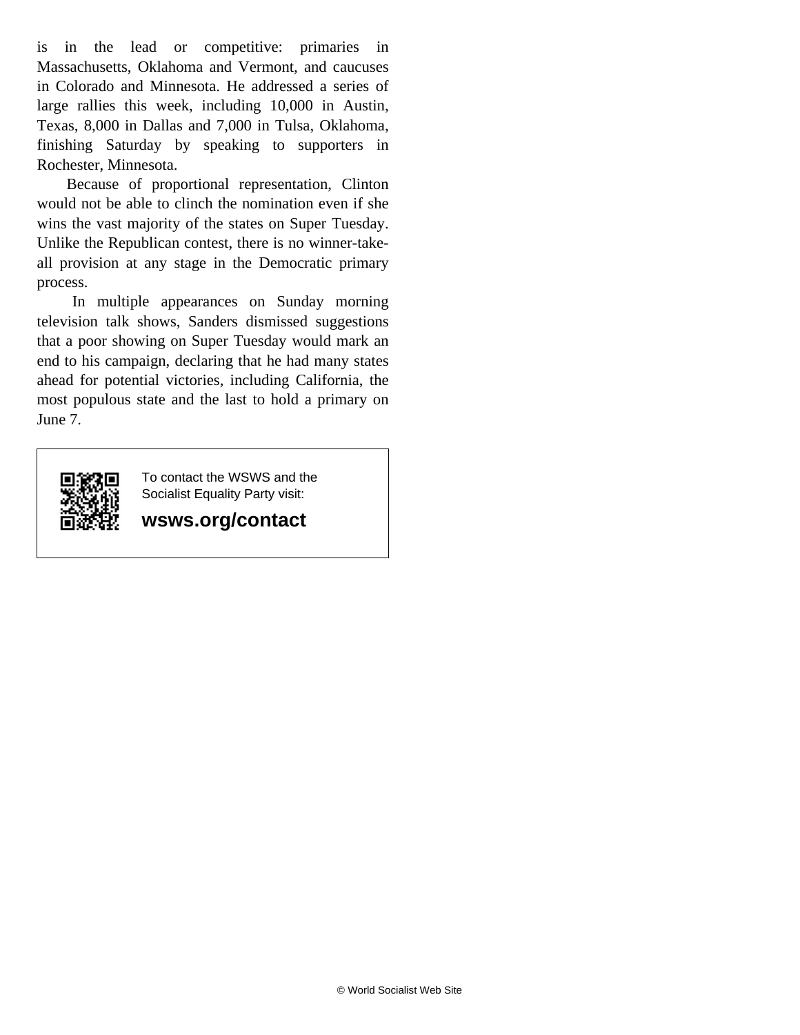is in the lead or competitive: primaries in Massachusetts, Oklahoma and Vermont, and caucuses in Colorado and Minnesota. He addressed a series of large rallies this week, including 10,000 in Austin, Texas, 8,000 in Dallas and 7,000 in Tulsa, Oklahoma, finishing Saturday by speaking to supporters in Rochester, Minnesota.

Because of proportional representation, Clinton would not be able to clinch the nomination even if she wins the vast majority of the states on Super Tuesday. Unlike the Republican contest, there is no winner-take-all provision at any stage in the Democratic primary process.

In multiple appearances on Sunday morning television talk shows, Sanders dismissed suggestions that a poor showing on Super Tuesday would mark an end to his campaign, declaring that he had many states ahead for potential victories, including California, the most populous state and the last to hold a primary on June 7.

To contact the WSWS and the Socialist Equality Party visit:

**wsws.org/contact**